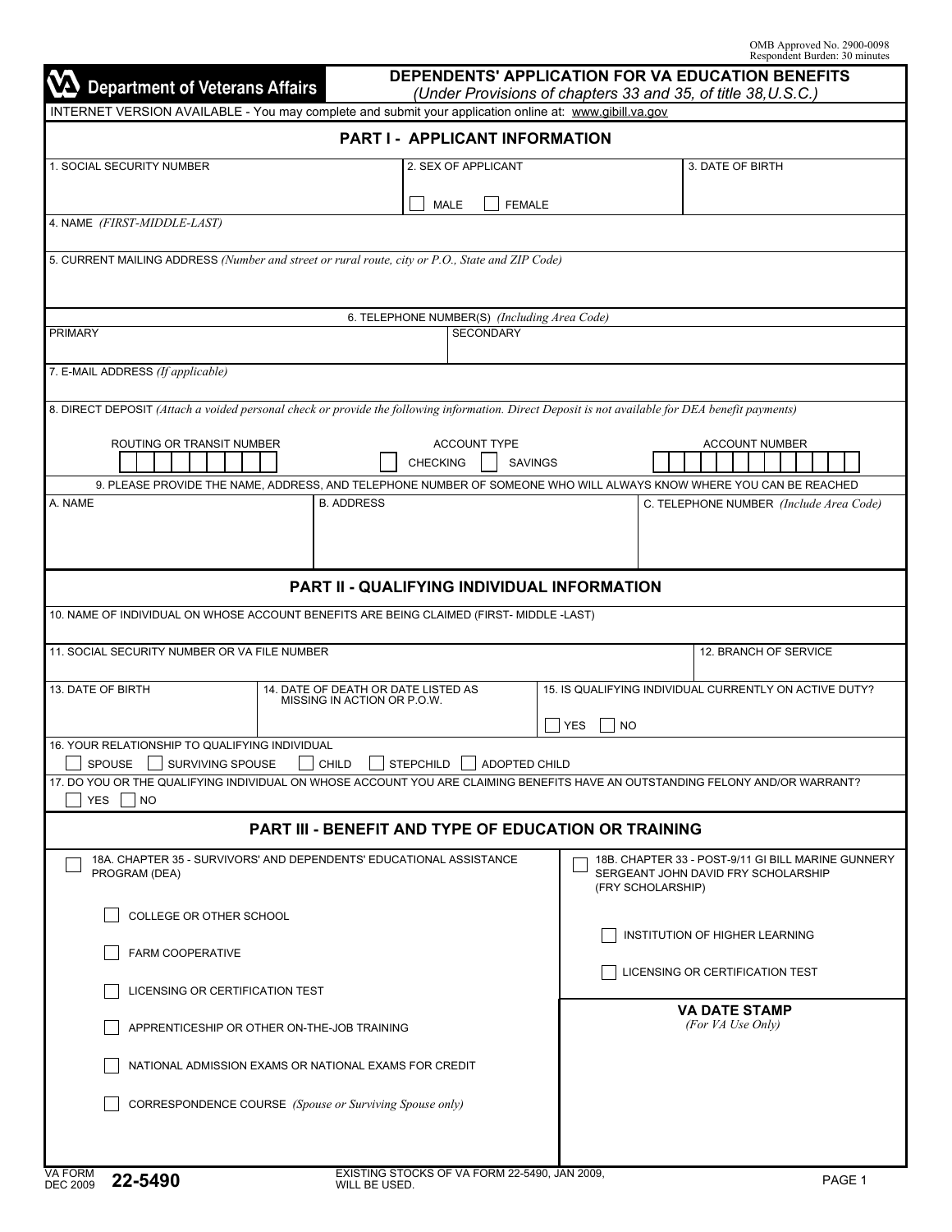OMB Approved No. 2900-0098
Respondent Burden: 30 minutes

**Department of Veterans Affairs**

# DEPENDENTS' APPLICATION FOR VA EDUCATION BENEFITS

*(Under Provisions of chapters 33 and 35, of title 38,U.S.C.)*

INTERNET VERSION AVAILABLE - You may complete and submit your application online at: www.gibill.va.gov

## PART I - APPLICANT INFORMATION

1. SOCIAL SECURITY NUMBER

2. SEX OF APPLICANT
☐ MALE ☐ FEMALE

3. DATE OF BIRTH

4. NAME *(FIRST-MIDDLE-LAST)*

5. CURRENT MAILING ADDRESS *(Number and street or rural route, city or P.O., State and ZIP Code)*

6. TELEPHONE NUMBER(S) *(Including Area Code)*

PRIMARY

SECONDARY

7. E-MAIL ADDRESS *(If applicable)*

8. DIRECT DEPOSIT *(Attach a voided personal check or provide the following information. Direct Deposit is not available for DEA benefit payments)*

ROUTING OR TRANSIT NUMBER

ACCOUNT TYPE
☐ CHECKING ☐ SAVINGS

ACCOUNT NUMBER

9. PLEASE PROVIDE THE NAME, ADDRESS, AND TELEPHONE NUMBER OF SOMEONE WHO WILL ALWAYS KNOW WHERE YOU CAN BE REACHED

A. NAME

B. ADDRESS

C. TELEPHONE NUMBER *(Include Area Code)*

## PART II - QUALIFYING INDIVIDUAL INFORMATION

10. NAME OF INDIVIDUAL ON WHOSE ACCOUNT BENEFITS ARE BEING CLAIMED (FIRST- MIDDLE -LAST)

11. SOCIAL SECURITY NUMBER OR VA FILE NUMBER

12. BRANCH OF SERVICE

13. DATE OF BIRTH

14. DATE OF DEATH OR DATE LISTED AS MISSING IN ACTION OR P.O.W.

15. IS QUALIFYING INDIVIDUAL CURRENTLY ON ACTIVE DUTY?
☐ YES ☐ NO

16. YOUR RELATIONSHIP TO QUALIFYING INDIVIDUAL
☐ SPOUSE ☐ SURVIVING SPOUSE ☐ CHILD ☐ STEPCHILD ☐ ADOPTED CHILD

17. DO YOU OR THE QUALIFYING INDIVIDUAL ON WHOSE ACCOUNT YOU ARE CLAIMING BENEFITS HAVE AN OUTSTANDING FELONY AND/OR WARRANT?
☐ YES ☐ NO

## PART III - BENEFIT AND TYPE OF EDUCATION OR TRAINING

☐ 18A. CHAPTER 35 - SURVIVORS' AND DEPENDENTS' EDUCATIONAL ASSISTANCE PROGRAM (DEA)

- ☐ COLLEGE OR OTHER SCHOOL
- ☐ FARM COOPERATIVE
- ☐ LICENSING OR CERTIFICATION TEST
- ☐ APPRENTICESHIP OR OTHER ON-THE-JOB TRAINING
- ☐ NATIONAL ADMISSION EXAMS OR NATIONAL EXAMS FOR CREDIT
- ☐ CORRESPONDENCE COURSE *(Spouse or Surviving Spouse only)*

☐ 18B. CHAPTER 33 - POST-9/11 GI BILL MARINE GUNNERY SERGEANT JOHN DAVID FRY SCHOLARSHIP (FRY SCHOLARSHIP)

- ☐ INSTITUTION OF HIGHER LEARNING
- ☐ LICENSING OR CERTIFICATION TEST

**VA DATE STAMP**
*(For VA Use Only)*

VA FORM DEC 2009 **22-5490**

EXISTING STOCKS OF VA FORM 22-5490, JAN 2009, WILL BE USED.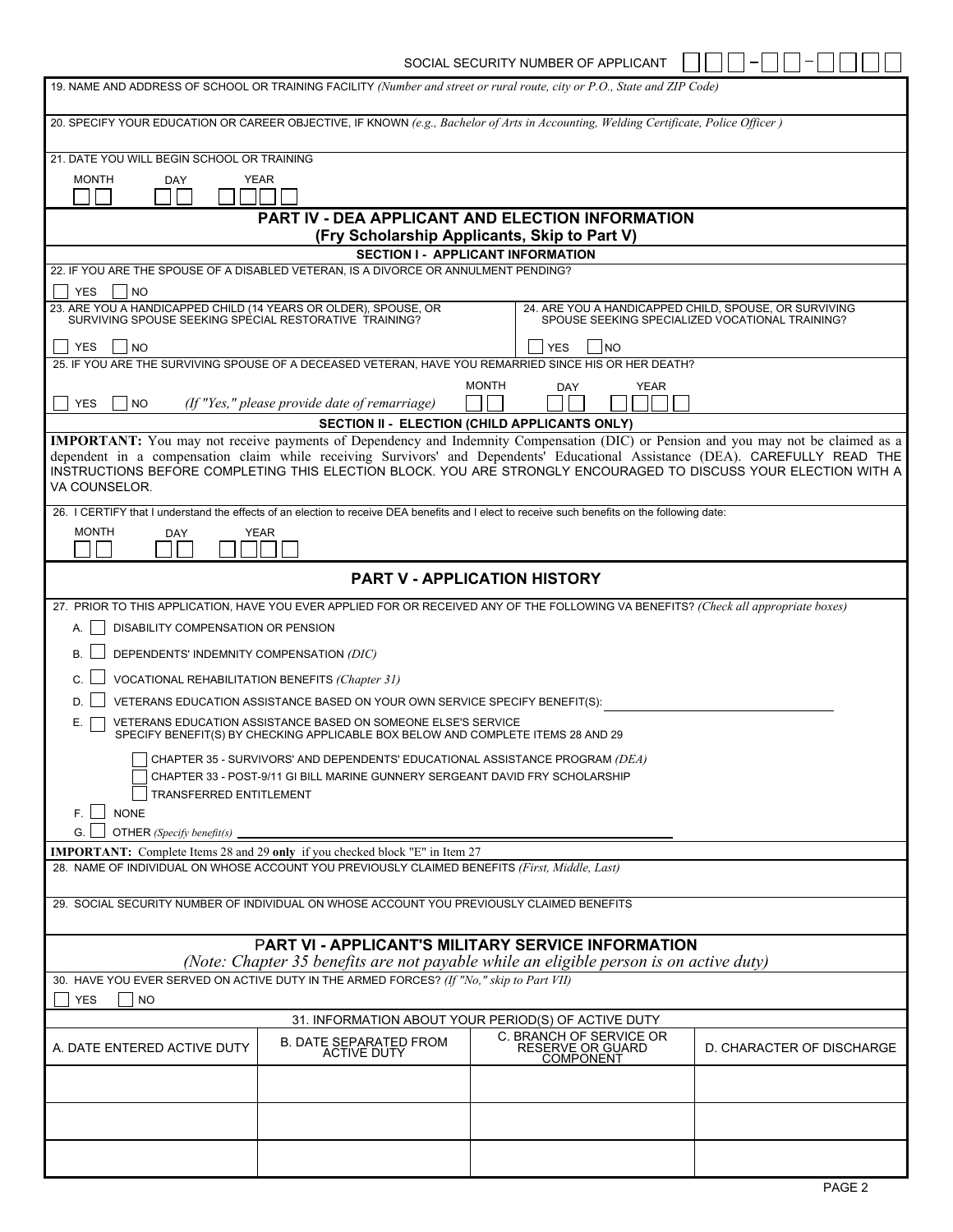SOCIAL SECURITY NUMBER OF APPLICANT ☐☐☐ - ☐☐ - ☐☐☐☐

19. NAME AND ADDRESS OF SCHOOL OR TRAINING FACILITY *(Number and street or rural route, city or P.O., State and ZIP Code)*

20. SPECIFY YOUR EDUCATION OR CAREER OBJECTIVE, IF KNOWN *(e.g., Bachelor of Arts in Accounting, Welding Certificate, Police Officer )*

21. DATE YOU WILL BEGIN SCHOOL OR TRAINING

MONTH ☐☐ DAY ☐☐ YEAR ☐☐☐☐

## PART IV - DEA APPLICANT AND ELECTION INFORMATION
### (Fry Scholarship Applicants, Skip to Part V)

### SECTION I - APPLICANT INFORMATION

22. IF YOU ARE THE SPOUSE OF A DISABLED VETERAN, IS A DIVORCE OR ANNULMENT PENDING?

☐ YES ☐ NO

23. ARE YOU A HANDICAPPED CHILD (14 YEARS OR OLDER), SPOUSE, OR SURVIVING SPOUSE SEEKING SPECIAL RESTORATIVE TRAINING?

☐ YES ☐ NO

24. ARE YOU A HANDICAPPED CHILD, SPOUSE, OR SURVIVING SPOUSE SEEKING SPECIALIZED VOCATIONAL TRAINING?

☐ YES ☐ NO

25. IF YOU ARE THE SURVIVING SPOUSE OF A DECEASED VETERAN, HAVE YOU REMARRIED SINCE HIS OR HER DEATH?

☐ YES ☐ NO *(If "Yes," please provide date of remarriage)* MONTH ☐☐ DAY ☐☐ YEAR ☐☐☐☐

### SECTION II - ELECTION (CHILD APPLICANTS ONLY)

**IMPORTANT:** You may not receive payments of Dependency and Indemnity Compensation (DIC) or Pension and you may not be claimed as a dependent in a compensation claim while receiving Survivors' and Dependents' Educational Assistance (DEA). CAREFULLY READ THE INSTRUCTIONS BEFORE COMPLETING THIS ELECTION BLOCK. YOU ARE STRONGLY ENCOURAGED TO DISCUSS YOUR ELECTION WITH A VA COUNSELOR.

26. I CERTIFY that I understand the effects of an election to receive DEA benefits and I elect to receive such benefits on the following date:

MONTH ☐☐ DAY ☐☐ YEAR ☐☐☐☐

## PART V - APPLICATION HISTORY

27. PRIOR TO THIS APPLICATION, HAVE YOU EVER APPLIED FOR OR RECEIVED ANY OF THE FOLLOWING VA BENEFITS? *(Check all appropriate boxes)*

A. ☐ DISABILITY COMPENSATION OR PENSION

B. ☐ DEPENDENTS' INDEMNITY COMPENSATION *(DIC)*

C. ☐ VOCATIONAL REHABILITATION BENEFITS *(Chapter 31)*

D. ☐ VETERANS EDUCATION ASSISTANCE BASED ON YOUR OWN SERVICE SPECIFY BENEFIT(S): ____________

E. ☐ VETERANS EDUCATION ASSISTANCE BASED ON SOMEONE ELSE'S SERVICE SPECIFY BENEFIT(S) BY CHECKING APPLICABLE BOX BELOW AND COMPLETE ITEMS 28 AND 29

- ☐ CHAPTER 35 - SURVIVORS' AND DEPENDENTS' EDUCATIONAL ASSISTANCE PROGRAM *(DEA)*
- ☐ CHAPTER 33 - POST-9/11 GI BILL MARINE GUNNERY SERGEANT DAVID FRY SCHOLARSHIP
- ☐ TRANSFERRED ENTITLEMENT

F. ☐ NONE

G. ☐ OTHER *(Specify benefit(s))* ____________

**IMPORTANT:** Complete Items 28 and 29 **only** if you checked block "E" in Item 27

28. NAME OF INDIVIDUAL ON WHOSE ACCOUNT YOU PREVIOUSLY CLAIMED BENEFITS *(First, Middle, Last)*

29. SOCIAL SECURITY NUMBER OF INDIVIDUAL ON WHOSE ACCOUNT YOU PREVIOUSLY CLAIMED BENEFITS

## PART VI - APPLICANT'S MILITARY SERVICE INFORMATION

*(Note: Chapter 35 benefits are not payable while an eligible person is on active duty)*

30. HAVE YOU EVER SERVED ON ACTIVE DUTY IN THE ARMED FORCES? *(If "No," skip to Part VII)*

☐ YES ☐ NO

31. INFORMATION ABOUT YOUR PERIOD(S) OF ACTIVE DUTY

| A. DATE ENTERED ACTIVE DUTY | B. DATE SEPARATED FROM ACTIVE DUTY | C. BRANCH OF SERVICE OR RESERVE OR GUARD COMPONENT | D. CHARACTER OF DISCHARGE |
|---|---|---|---|
| | | | |
| | | | |
| | | | |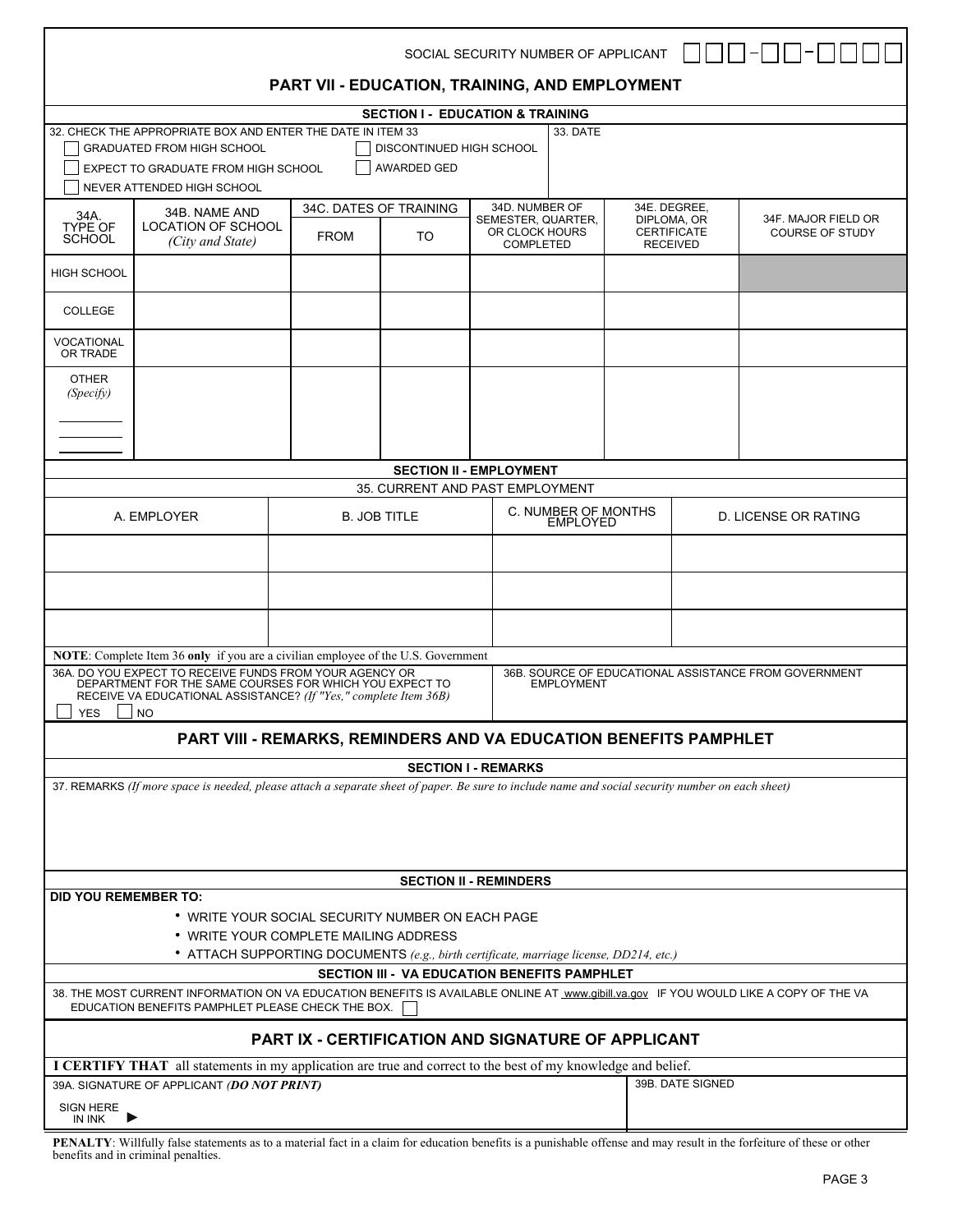SOCIAL SECURITY NUMBER OF APPLICANT ☐☐☐-☐☐-☐☐☐☐

## PART VII - EDUCATION, TRAINING, AND EMPLOYMENT

### SECTION I - EDUCATION & TRAINING

32. CHECK THE APPROPRIATE BOX AND ENTER THE DATE IN ITEM 33

- ☐ GRADUATED FROM HIGH SCHOOL
- ☐ DISCONTINUED HIGH SCHOOL
- ☐ EXPECT TO GRADUATE FROM HIGH SCHOOL
- ☐ AWARDED GED
- ☐ NEVER ATTENDED HIGH SCHOOL

33. DATE

| 34A. TYPE OF SCHOOL | 34B. NAME AND LOCATION OF SCHOOL *(City and State)* | 34C. DATES OF TRAINING | | 34D. NUMBER OF SEMESTER, QUARTER, OR CLOCK HOURS COMPLETED | 34E. DEGREE, DIPLOMA, OR CERTIFICATE RECEIVED | 34F. MAJOR FIELD OR COURSE OF STUDY |
|---|---|---|---|---|---|---|
| | | FROM | TO | | | |
| HIGH SCHOOL | | | | | | |
| COLLEGE | | | | | | |
| VOCATIONAL OR TRADE | | | | | | |
| OTHER *(Specify)* | | | | | | |

### SECTION II - EMPLOYMENT

35. CURRENT AND PAST EMPLOYMENT

| A. EMPLOYER | B. JOB TITLE | C. NUMBER OF MONTHS EMPLOYED | D. LICENSE OR RATING |
|---|---|---|---|
| | | | |
| | | | |
| | | | |

**NOTE**: Complete Item 36 **only** if you are a civilian employee of the U.S. Government

36A. DO YOU EXPECT TO RECEIVE FUNDS FROM YOUR AGENCY OR DEPARTMENT FOR THE SAME COURSES FOR WHICH YOU EXPECT TO RECEIVE VA EDUCATIONAL ASSISTANCE? *(If "Yes," complete Item 36B)*

☐ YES ☐ NO

36B. SOURCE OF EDUCATIONAL ASSISTANCE FROM GOVERNMENT EMPLOYMENT

## PART VIII - REMARKS, REMINDERS AND VA EDUCATION BENEFITS PAMPHLET

### SECTION I - REMARKS

37. REMARKS *(If more space is needed, please attach a separate sheet of paper. Be sure to include name and social security number on each sheet)*

### SECTION II - REMINDERS

**DID YOU REMEMBER TO:**

- WRITE YOUR SOCIAL SECURITY NUMBER ON EACH PAGE
- WRITE YOUR COMPLETE MAILING ADDRESS
- ATTACH SUPPORTING DOCUMENTS *(e.g., birth certificate, marriage license, DD214, etc.)*

### SECTION III - VA EDUCATION BENEFITS PAMPHLET

38. THE MOST CURRENT INFORMATION ON VA EDUCATION BENEFITS IS AVAILABLE ONLINE AT www.gibill.va.gov IF YOU WOULD LIKE A COPY OF THE VA EDUCATION BENEFITS PAMPHLET PLEASE CHECK THE BOX. ☐

## PART IX - CERTIFICATION AND SIGNATURE OF APPLICANT

**I CERTIFY THAT** all statements in my application are true and correct to the best of my knowledge and belief.

| 39A. SIGNATURE OF APPLICANT ***(DO NOT PRINT)*** | 39B. DATE SIGNED |
|---|---|
| SIGN HERE IN INK ► | |

**PENALTY**: Willfully false statements as to a material fact in a claim for education benefits is a punishable offense and may result in the forfeiture of these or other benefits and in criminal penalties.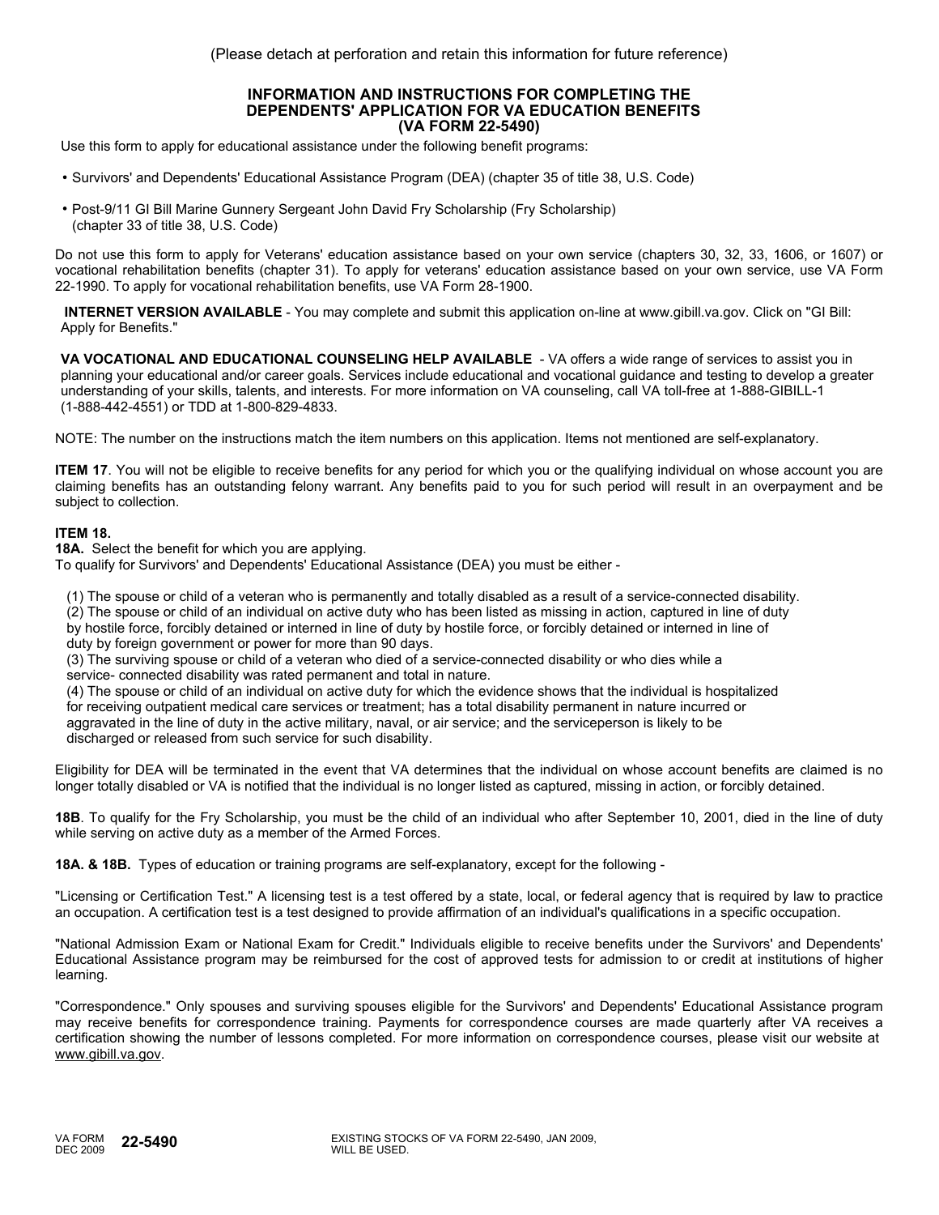(Please detach at perforation and retain this information for future reference)

# INFORMATION AND INSTRUCTIONS FOR COMPLETING THE DEPENDENTS' APPLICATION FOR VA EDUCATION BENEFITS (VA FORM 22-5490)

Use this form to apply for educational assistance under the following benefit programs:

- Survivors' and Dependents' Educational Assistance Program (DEA) (chapter 35 of title 38, U.S. Code)
- Post-9/11 GI Bill Marine Gunnery Sergeant John David Fry Scholarship (Fry Scholarship) (chapter 33 of title 38, U.S. Code)

Do not use this form to apply for Veterans' education assistance based on your own service (chapters 30, 32, 33, 1606, or 1607) or vocational rehabilitation benefits (chapter 31). To apply for veterans' education assistance based on your own service, use VA Form 22-1990. To apply for vocational rehabilitation benefits, use VA Form 28-1900.

**INTERNET VERSION AVAILABLE** - You may complete and submit this application on-line at www.gibill.va.gov. Click on "GI Bill: Apply for Benefits."

**VA VOCATIONAL AND EDUCATIONAL COUNSELING HELP AVAILABLE** - VA offers a wide range of services to assist you in planning your educational and/or career goals. Services include educational and vocational guidance and testing to develop a greater understanding of your skills, talents, and interests. For more information on VA counseling, call VA toll-free at 1-888-GIBILL-1 (1-888-442-4551) or TDD at 1-800-829-4833.

NOTE: The number on the instructions match the item numbers on this application. Items not mentioned are self-explanatory.

**ITEM 17**. You will not be eligible to receive benefits for any period for which you or the qualifying individual on whose account you are claiming benefits has an outstanding felony warrant. Any benefits paid to you for such period will result in an overpayment and be subject to collection.

**ITEM 18.**

**18A.** Select the benefit for which you are applying.

To qualify for Survivors' and Dependents' Educational Assistance (DEA) you must be either -

(1) The spouse or child of a veteran who is permanently and totally disabled as a result of a service-connected disability.

(2) The spouse or child of an individual on active duty who has been listed as missing in action, captured in line of duty by hostile force, forcibly detained or interned in line of duty by hostile force, or forcibly detained or interned in line of duty by foreign government or power for more than 90 days.

(3) The surviving spouse or child of a veteran who died of a service-connected disability or who dies while a service- connected disability was rated permanent and total in nature.

(4) The spouse or child of an individual on active duty for which the evidence shows that the individual is hospitalized for receiving outpatient medical care services or treatment; has a total disability permanent in nature incurred or aggravated in the line of duty in the active military, naval, or air service; and the serviceperson is likely to be discharged or released from such service for such disability.

Eligibility for DEA will be terminated in the event that VA determines that the individual on whose account benefits are claimed is no longer totally disabled or VA is notified that the individual is no longer listed as captured, missing in action, or forcibly detained.

**18B**. To qualify for the Fry Scholarship, you must be the child of an individual who after September 10, 2001, died in the line of duty while serving on active duty as a member of the Armed Forces.

**18A. & 18B.** Types of education or training programs are self-explanatory, except for the following -

"Licensing or Certification Test." A licensing test is a test offered by a state, local, or federal agency that is required by law to practice an occupation. A certification test is a test designed to provide affirmation of an individual's qualifications in a specific occupation.

"National Admission Exam or National Exam for Credit." Individuals eligible to receive benefits under the Survivors' and Dependents' Educational Assistance program may be reimbursed for the cost of approved tests for admission to or credit at institutions of higher learning.

"Correspondence." Only spouses and surviving spouses eligible for the Survivors' and Dependents' Educational Assistance program may receive benefits for correspondence training. Payments for correspondence courses are made quarterly after VA receives a certification showing the number of lessons completed. For more information on correspondence courses, please visit our website at www.gibill.va.gov.

VA FORM DEC 2009 **22-5490** EXISTING STOCKS OF VA FORM 22-5490, JAN 2009, WILL BE USED.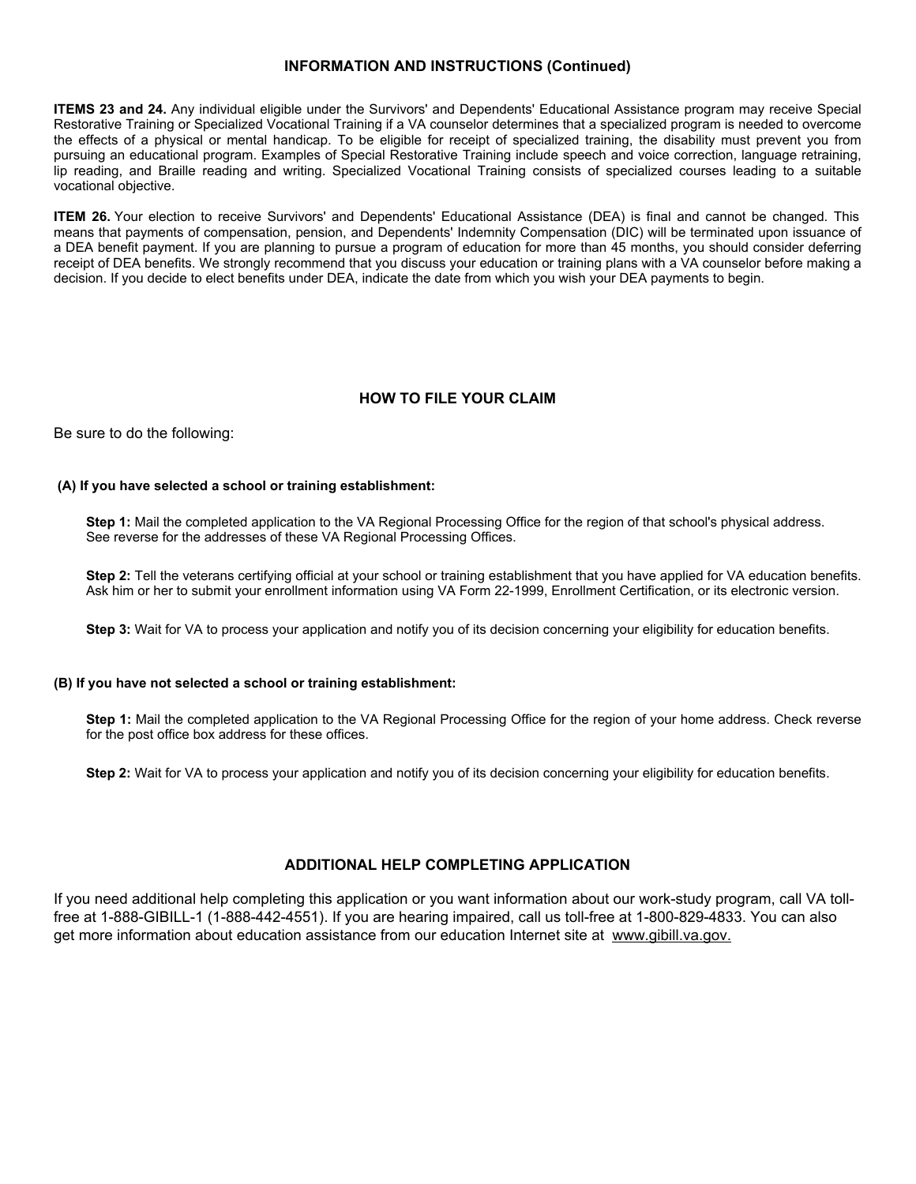## INFORMATION AND INSTRUCTIONS (Continued)

**ITEMS 23 and 24.** Any individual eligible under the Survivors' and Dependents' Educational Assistance program may receive Special Restorative Training or Specialized Vocational Training if a VA counselor determines that a specialized program is needed to overcome the effects of a physical or mental handicap. To be eligible for receipt of specialized training, the disability must prevent you from pursuing an educational program. Examples of Special Restorative Training include speech and voice correction, language retraining, lip reading, and Braille reading and writing. Specialized Vocational Training consists of specialized courses leading to a suitable vocational objective.

**ITEM 26.** Your election to receive Survivors' and Dependents' Educational Assistance (DEA) is final and cannot be changed. This means that payments of compensation, pension, and Dependents' Indemnity Compensation (DIC) will be terminated upon issuance of a DEA benefit payment. If you are planning to pursue a program of education for more than 45 months, you should consider deferring receipt of DEA benefits. We strongly recommend that you discuss your education or training plans with a VA counselor before making a decision. If you decide to elect benefits under DEA, indicate the date from which you wish your DEA payments to begin.

## HOW TO FILE YOUR CLAIM

Be sure to do the following:

**(A) If you have selected a school or training establishment:**

**Step 1:** Mail the completed application to the VA Regional Processing Office for the region of that school's physical address. See reverse for the addresses of these VA Regional Processing Offices.

**Step 2:** Tell the veterans certifying official at your school or training establishment that you have applied for VA education benefits. Ask him or her to submit your enrollment information using VA Form 22-1999, Enrollment Certification, or its electronic version.

**Step 3:** Wait for VA to process your application and notify you of its decision concerning your eligibility for education benefits.

**(B) If you have not selected a school or training establishment:**

**Step 1:** Mail the completed application to the VA Regional Processing Office for the region of your home address. Check reverse for the post office box address for these offices.

**Step 2:** Wait for VA to process your application and notify you of its decision concerning your eligibility for education benefits.

## ADDITIONAL HELP COMPLETING APPLICATION

If you need additional help completing this application or you want information about our work-study program, call VA toll-free at 1-888-GIBILL-1 (1-888-442-4551). If you are hearing impaired, call us toll-free at 1-800-829-4833. You can also get more information about education assistance from our education Internet site at www.gibill.va.gov.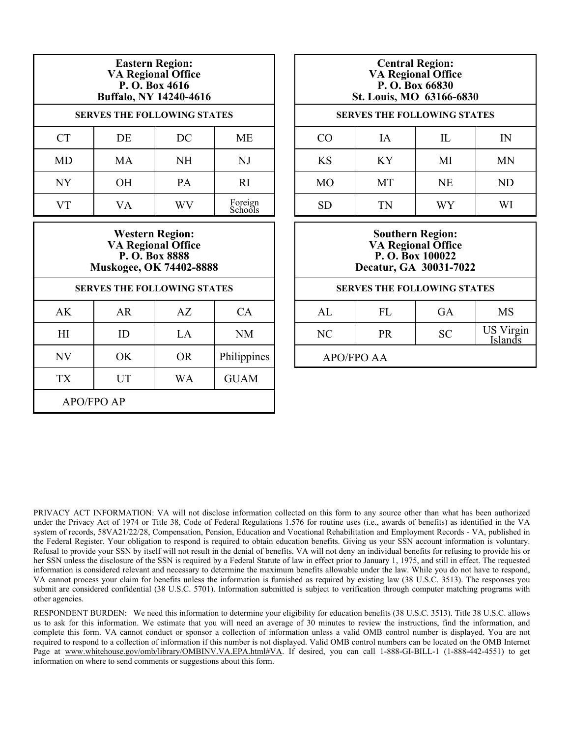| Eastern Region: VA Regional Office P. O. Box 4616 Buffalo, NY 14240-4616 | | | |
|---|---|---|---|
| SERVES THE FOLLOWING STATES | | | |
| CT | DE | DC | ME |
| MD | MA | NH | NJ |
| NY | OH | PA | RI |
| VT | VA | WV | Foreign Schools |

| Central Region: VA Regional Office P. O. Box 66830 St. Louis, MO 63166-6830 | | | |
|---|---|---|---|
| SERVES THE FOLLOWING STATES | | | |
| CO | IA | IL | IN |
| KS | KY | MI | MN |
| MO | MT | NE | ND |
| SD | TN | WY | WI |

| Western Region: VA Regional Office P. O. Box 8888 Muskogee, OK 74402-8888 | | | |
|---|---|---|---|
| SERVES THE FOLLOWING STATES | | | |
| AK | AR | AZ | CA |
| HI | ID | LA | NM |
| NV | OK | OR | Philippines |
| TX | UT | WA | GUAM |
| APO/FPO AP | | | |

| Southern Region: VA Regional Office P. O. Box 100022 Decatur, GA 30031-7022 | | | |
|---|---|---|---|
| SERVES THE FOLLOWING STATES | | | |
| AL | FL | GA | MS |
| NC | PR | SC | US Virgin Islands |
| APO/FPO AA | | | |

PRIVACY ACT INFORMATION: VA will not disclose information collected on this form to any source other than what has been authorized under the Privacy Act of 1974 or Title 38, Code of Federal Regulations 1.576 for routine uses (i.e., awards of benefits) as identified in the VA system of records, 58VA21/22/28, Compensation, Pension, Education and Vocational Rehabilitation and Employment Records - VA, published in the Federal Register. Your obligation to respond is required to obtain education benefits. Giving us your SSN account information is voluntary. Refusal to provide your SSN by itself will not result in the denial of benefits. VA will not deny an individual benefits for refusing to provide his or her SSN unless the disclosure of the SSN is required by a Federal Statute of law in effect prior to January 1, 1975, and still in effect. The requested information is considered relevant and necessary to determine the maximum benefits allowable under the law. While you do not have to respond, VA cannot process your claim for benefits unless the information is furnished as required by existing law (38 U.S.C. 3513). The responses you submit are considered confidential (38 U.S.C. 5701). Information submitted is subject to verification through computer matching programs with other agencies.

RESPONDENT BURDEN: We need this information to determine your eligibility for education benefits (38 U.S.C. 3513). Title 38 U.S.C. allows us to ask for this information. We estimate that you will need an average of 30 minutes to review the instructions, find the information, and complete this form. VA cannot conduct or sponsor a collection of information unless a valid OMB control number is displayed. You are not required to respond to a collection of information if this number is not displayed. Valid OMB control numbers can be located on the OMB Internet Page at www.whitehouse.gov/omb/library/OMBINV.VA.EPA.html#VA. If desired, you can call 1-888-GI-BILL-1 (1-888-442-4551) to get information on where to send comments or suggestions about this form.